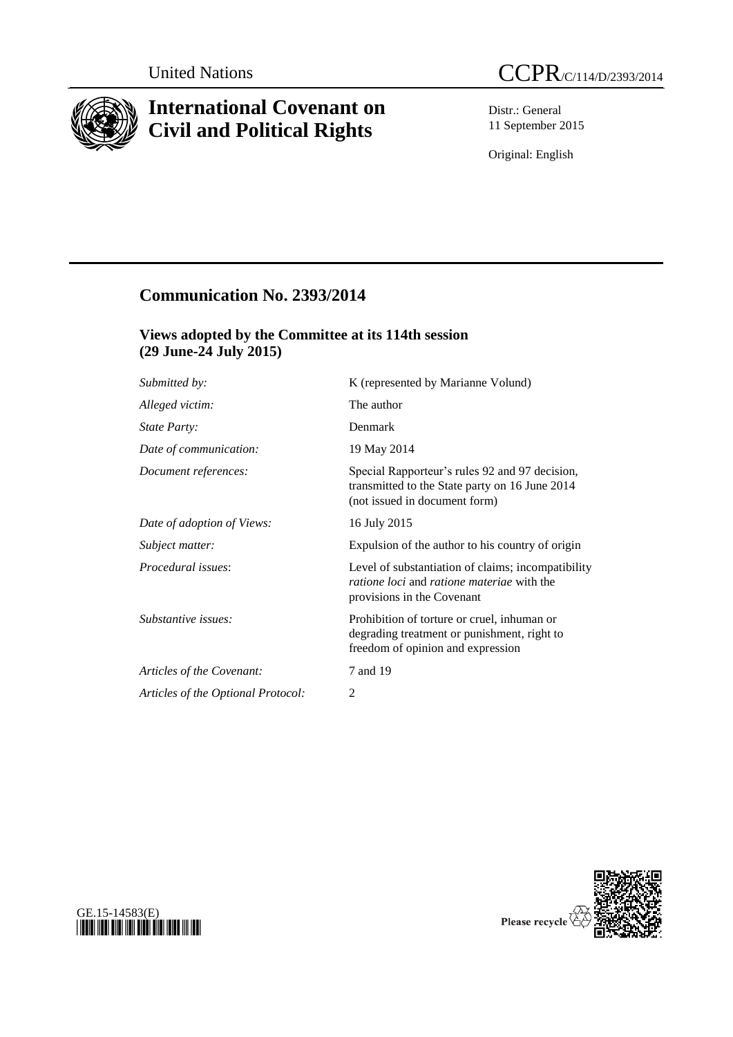United Nations

# CCPR/C/114/D/2393/2014

# International Covenant on Civil and Political Rights

Distr.: General
11 September 2015

Original: English

## Communication No. 2393/2014

### Views adopted by the Committee at its 114th session (29 June-24 July 2015)

| | |
|---|---|
| *Submitted by:* | K (represented by Marianne Volund) |
| *Alleged victim:* | The author |
| *State Party:* | Denmark |
| *Date of communication:* | 19 May 2014 |
| *Document references:* | Special Rapporteur's rules 92 and 97 decision, transmitted to the State party on 16 June 2014 (not issued in document form) |
| *Date of adoption of Views:* | 16 July 2015 |
| *Subject matter:* | Expulsion of the author to his country of origin |
| *Procedural issues*: | Level of substantiation of claims; incompatibility *ratione loci* and *ratione materiae* with the provisions in the Covenant |
| *Substantive issues:* | Prohibition of torture or cruel, inhuman or degrading treatment or punishment, right to freedom of opinion and expression |
| *Articles of the Covenant:* | 7 and 19 |
| *Articles of the Optional Protocol:* | 2 |

GE.15-14583(E)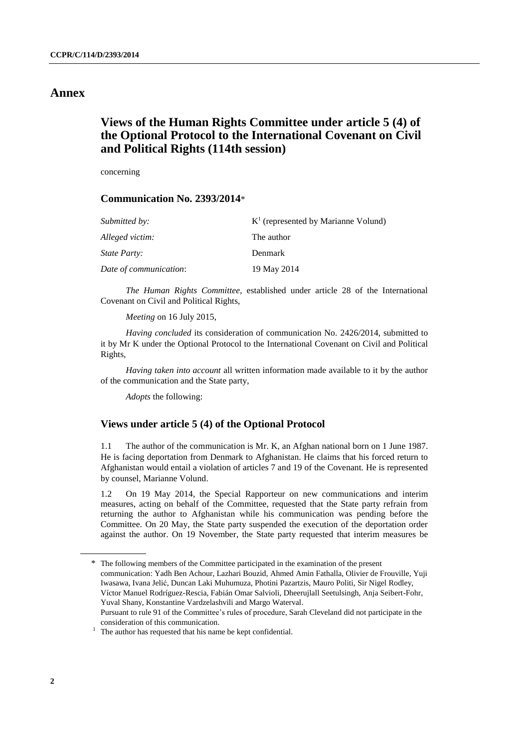# Annex

## Views of the Human Rights Committee under article 5 (4) of the Optional Protocol to the International Covenant on Civil and Political Rights (114th session)

concerning

### Communication No. 2393/2014*

| | |
|---|---|
| *Submitted by:* | K[1] (represented by Marianne Volund) |
| *Alleged victim:* | The author |
| *State Party:* | Denmark |
| *Date of communication*: | 19 May 2014 |

*The Human Rights Committee*, established under article 28 of the International Covenant on Civil and Political Rights,

*Meeting* on 16 July 2015,

*Having concluded* its consideration of communication No. 2426/2014, submitted to it by Mr K under the Optional Protocol to the International Covenant on Civil and Political Rights,

*Having taken into account* all written information made available to it by the author of the communication and the State party,

*Adopts* the following:

### Views under article 5 (4) of the Optional Protocol

1.1 The author of the communication is Mr. K, an Afghan national born on 1 June 1987. He is facing deportation from Denmark to Afghanistan. He claims that his forced return to Afghanistan would entail a violation of articles 7 and 19 of the Covenant. He is represented by counsel, Marianne Volund.

1.2 On 19 May 2014, the Special Rapporteur on new communications and interim measures, acting on behalf of the Committee, requested that the State party refrain from returning the author to Afghanistan while his communication was pending before the Committee. On 20 May, the State party suspended the execution of the deportation order against the author. On 19 November, the State party requested that interim measures be

---

\* The following members of the Committee participated in the examination of the present communication: Yadh Ben Achour, Lazhari Bouzid, Ahmed Amin Fathalla, Olivier de Frouville, Yuji Iwasawa, Ivana Jelić, Duncan Laki Muhumuza, Photini Pazartzis, Mauro Politi, Sir Nigel Rodley, Víctor Manuel Rodríguez-Rescia, Fabián Omar Salvioli, Dheerujlall Seetulsingh, Anja Seibert-Fohr, Yuval Shany, Konstantine Vardzelashvili and Margo Waterval.
Pursuant to rule 91 of the Committee's rules of procedure, Sarah Cleveland did not participate in the consideration of this communication.

[1] The author has requested that his name be kept confidential.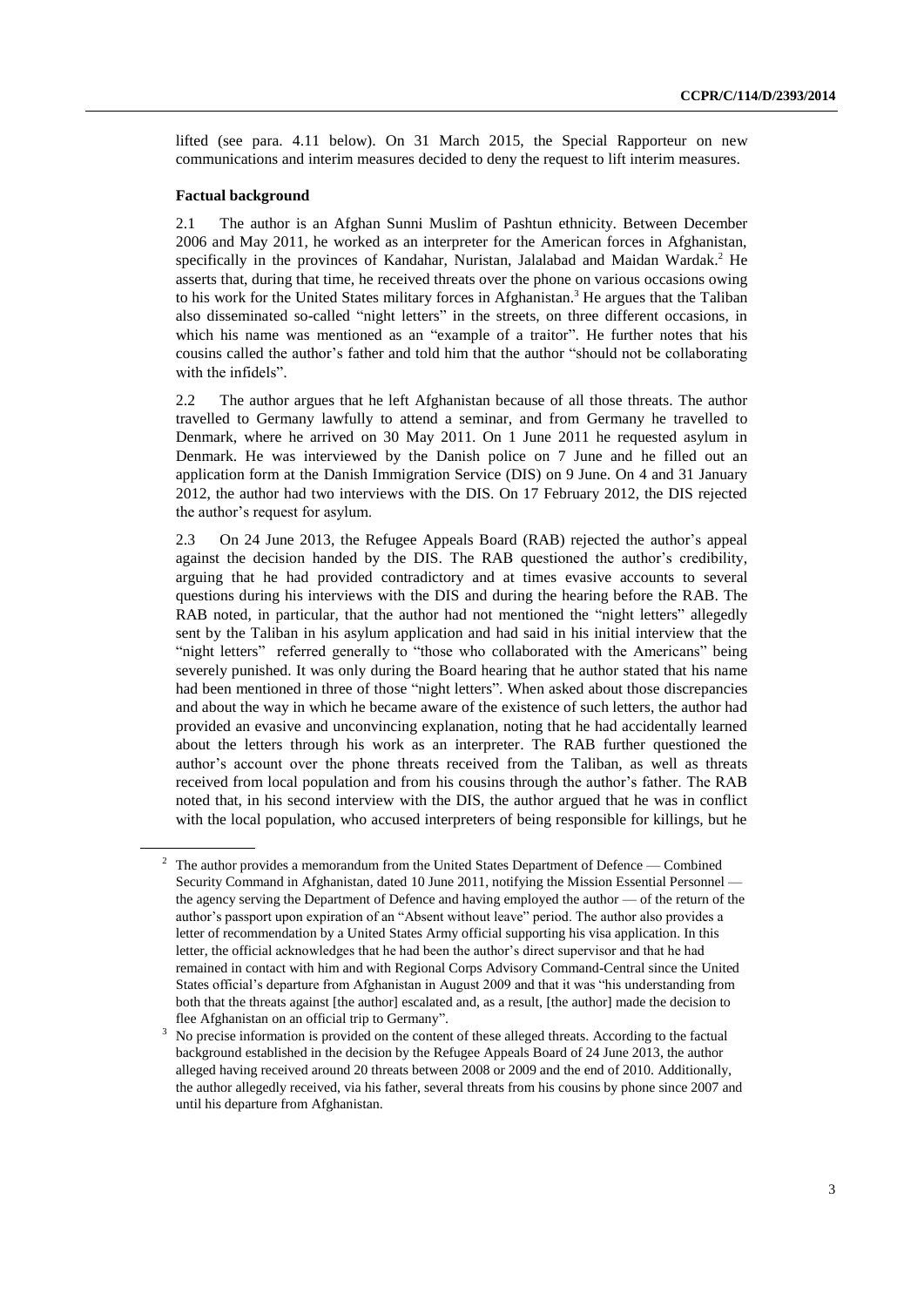lifted (see para. 4.11 below). On 31 March 2015, the Special Rapporteur on new communications and interim measures decided to deny the request to lift interim measures.

**Factual background**

2.1 The author is an Afghan Sunni Muslim of Pashtun ethnicity. Between December 2006 and May 2011, he worked as an interpreter for the American forces in Afghanistan, specifically in the provinces of Kandahar, Nuristan, Jalalabad and Maidan Wardak.[2] He asserts that, during that time, he received threats over the phone on various occasions owing to his work for the United States military forces in Afghanistan.[3] He argues that the Taliban also disseminated so-called "night letters" in the streets, on three different occasions, in which his name was mentioned as an "example of a traitor". He further notes that his cousins called the author's father and told him that the author "should not be collaborating with the infidels".

2.2 The author argues that he left Afghanistan because of all those threats. The author travelled to Germany lawfully to attend a seminar, and from Germany he travelled to Denmark, where he arrived on 30 May 2011. On 1 June 2011 he requested asylum in Denmark. He was interviewed by the Danish police on 7 June and he filled out an application form at the Danish Immigration Service (DIS) on 9 June. On 4 and 31 January 2012, the author had two interviews with the DIS. On 17 February 2012, the DIS rejected the author's request for asylum.

2.3 On 24 June 2013, the Refugee Appeals Board (RAB) rejected the author's appeal against the decision handed by the DIS. The RAB questioned the author's credibility, arguing that he had provided contradictory and at times evasive accounts to several questions during his interviews with the DIS and during the hearing before the RAB. The RAB noted, in particular, that the author had not mentioned the "night letters" allegedly sent by the Taliban in his asylum application and had said in his initial interview that the "night letters" referred generally to "those who collaborated with the Americans" being severely punished. It was only during the Board hearing that he author stated that his name had been mentioned in three of those "night letters". When asked about those discrepancies and about the way in which he became aware of the existence of such letters, the author had provided an evasive and unconvincing explanation, noting that he had accidentally learned about the letters through his work as an interpreter. The RAB further questioned the author's account over the phone threats received from the Taliban, as well as threats received from local population and from his cousins through the author's father. The RAB noted that, in his second interview with the DIS, the author argued that he was in conflict with the local population, who accused interpreters of being responsible for killings, but he

---

[2] The author provides a memorandum from the United States Department of Defence — Combined Security Command in Afghanistan, dated 10 June 2011, notifying the Mission Essential Personnel — the agency serving the Department of Defence and having employed the author — of the return of the author's passport upon expiration of an "Absent without leave" period. The author also provides a letter of recommendation by a United States Army official supporting his visa application. In this letter, the official acknowledges that he had been the author's direct supervisor and that he had remained in contact with him and with Regional Corps Advisory Command-Central since the United States official's departure from Afghanistan in August 2009 and that it was "his understanding from both that the threats against [the author] escalated and, as a result, [the author] made the decision to flee Afghanistan on an official trip to Germany".

[3] No precise information is provided on the content of these alleged threats. According to the factual background established in the decision by the Refugee Appeals Board of 24 June 2013, the author alleged having received around 20 threats between 2008 or 2009 and the end of 2010. Additionally, the author allegedly received, via his father, several threats from his cousins by phone since 2007 and until his departure from Afghanistan.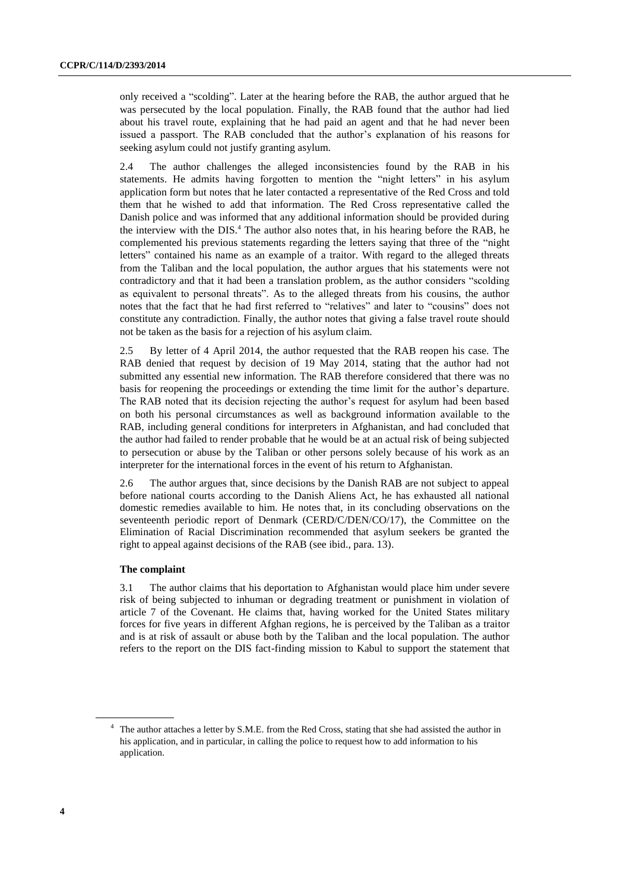only received a "scolding". Later at the hearing before the RAB, the author argued that he was persecuted by the local population. Finally, the RAB found that the author had lied about his travel route, explaining that he had paid an agent and that he had never been issued a passport. The RAB concluded that the author's explanation of his reasons for seeking asylum could not justify granting asylum.

2.4 The author challenges the alleged inconsistencies found by the RAB in his statements. He admits having forgotten to mention the "night letters" in his asylum application form but notes that he later contacted a representative of the Red Cross and told them that he wished to add that information. The Red Cross representative called the Danish police and was informed that any additional information should be provided during the interview with the DIS.[4] The author also notes that, in his hearing before the RAB, he complemented his previous statements regarding the letters saying that three of the "night letters" contained his name as an example of a traitor. With regard to the alleged threats from the Taliban and the local population, the author argues that his statements were not contradictory and that it had been a translation problem, as the author considers "scolding as equivalent to personal threats". As to the alleged threats from his cousins, the author notes that the fact that he had first referred to "relatives" and later to "cousins" does not constitute any contradiction. Finally, the author notes that giving a false travel route should not be taken as the basis for a rejection of his asylum claim.

2.5 By letter of 4 April 2014, the author requested that the RAB reopen his case. The RAB denied that request by decision of 19 May 2014, stating that the author had not submitted any essential new information. The RAB therefore considered that there was no basis for reopening the proceedings or extending the time limit for the author's departure. The RAB noted that its decision rejecting the author's request for asylum had been based on both his personal circumstances as well as background information available to the RAB, including general conditions for interpreters in Afghanistan, and had concluded that the author had failed to render probable that he would be at an actual risk of being subjected to persecution or abuse by the Taliban or other persons solely because of his work as an interpreter for the international forces in the event of his return to Afghanistan.

2.6 The author argues that, since decisions by the Danish RAB are not subject to appeal before national courts according to the Danish Aliens Act, he has exhausted all national domestic remedies available to him. He notes that, in its concluding observations on the seventeenth periodic report of Denmark (CERD/C/DEN/CO/17), the Committee on the Elimination of Racial Discrimination recommended that asylum seekers be granted the right to appeal against decisions of the RAB (see ibid., para. 13).

### The complaint

3.1 The author claims that his deportation to Afghanistan would place him under severe risk of being subjected to inhuman or degrading treatment or punishment in violation of article 7 of the Covenant. He claims that, having worked for the United States military forces for five years in different Afghan regions, he is perceived by the Taliban as a traitor and is at risk of assault or abuse both by the Taliban and the local population. The author refers to the report on the DIS fact-finding mission to Kabul to support the statement that

[4] The author attaches a letter by S.M.E. from the Red Cross, stating that she had assisted the author in his application, and in particular, in calling the police to request how to add information to his application.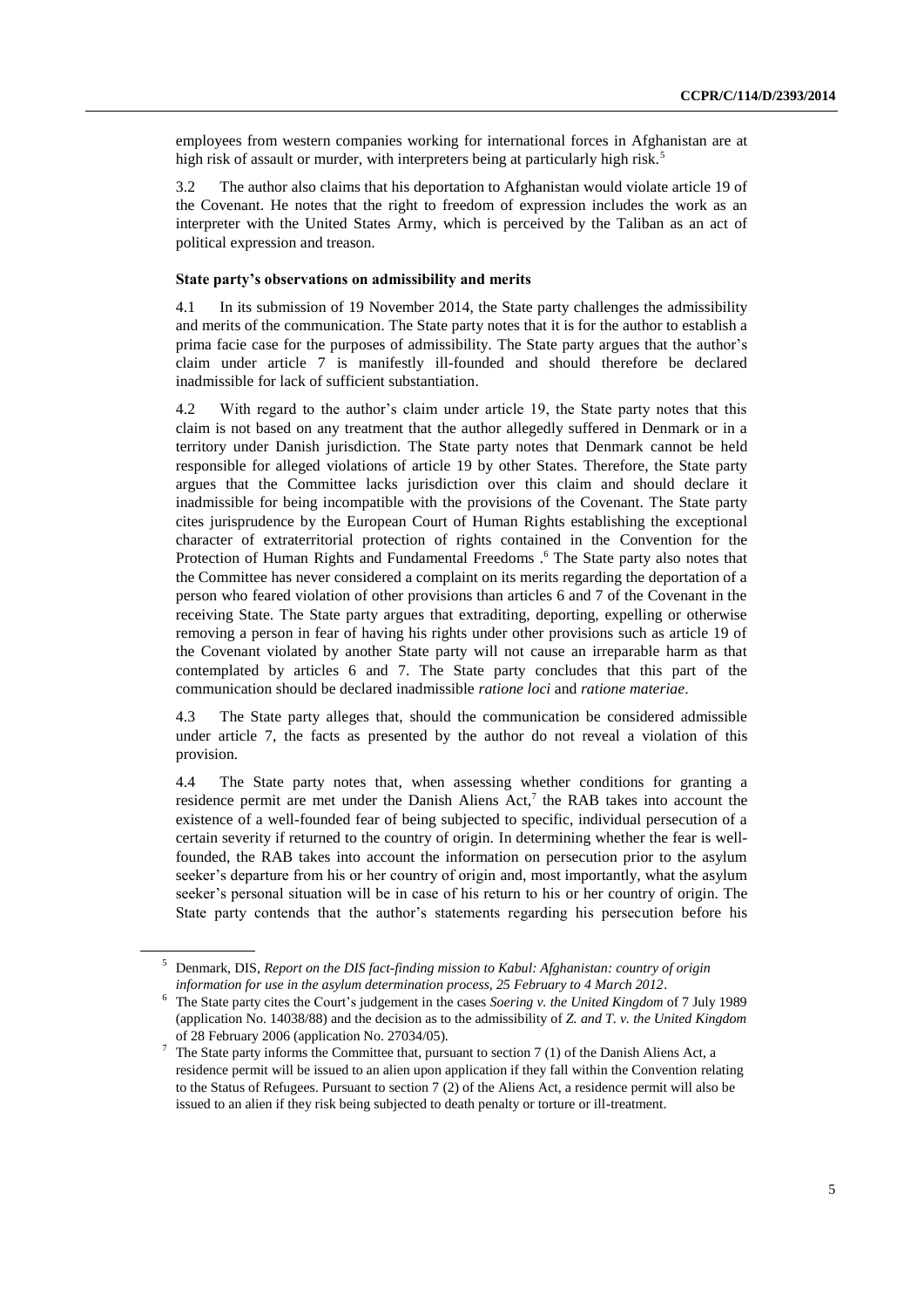employees from western companies working for international forces in Afghanistan are at high risk of assault or murder, with interpreters being at particularly high risk.[5]

3.2 The author also claims that his deportation to Afghanistan would violate article 19 of the Covenant. He notes that the right to freedom of expression includes the work as an interpreter with the United States Army, which is perceived by the Taliban as an act of political expression and treason.

### State party's observations on admissibility and merits

4.1 In its submission of 19 November 2014, the State party challenges the admissibility and merits of the communication. The State party notes that it is for the author to establish a prima facie case for the purposes of admissibility. The State party argues that the author's claim under article 7 is manifestly ill-founded and should therefore be declared inadmissible for lack of sufficient substantiation.

4.2 With regard to the author's claim under article 19, the State party notes that this claim is not based on any treatment that the author allegedly suffered in Denmark or in a territory under Danish jurisdiction. The State party notes that Denmark cannot be held responsible for alleged violations of article 19 by other States. Therefore, the State party argues that the Committee lacks jurisdiction over this claim and should declare it inadmissible for being incompatible with the provisions of the Covenant. The State party cites jurisprudence by the European Court of Human Rights establishing the exceptional character of extraterritorial protection of rights contained in the Convention for the Protection of Human Rights and Fundamental Freedoms .[6] The State party also notes that the Committee has never considered a complaint on its merits regarding the deportation of a person who feared violation of other provisions than articles 6 and 7 of the Covenant in the receiving State. The State party argues that extraditing, deporting, expelling or otherwise removing a person in fear of having his rights under other provisions such as article 19 of the Covenant violated by another State party will not cause an irreparable harm as that contemplated by articles 6 and 7. The State party concludes that this part of the communication should be declared inadmissible *ratione loci* and *ratione materiae*.

4.3 The State party alleges that, should the communication be considered admissible under article 7, the facts as presented by the author do not reveal a violation of this provision.

4.4 The State party notes that, when assessing whether conditions for granting a residence permit are met under the Danish Aliens Act,[7] the RAB takes into account the existence of a well-founded fear of being subjected to specific, individual persecution of a certain severity if returned to the country of origin. In determining whether the fear is well-founded, the RAB takes into account the information on persecution prior to the asylum seeker's departure from his or her country of origin and, most importantly, what the asylum seeker's personal situation will be in case of his return to his or her country of origin. The State party contends that the author's statements regarding his persecution before his

---

[5] Denmark, DIS, *Report on the DIS fact-finding mission to Kabul: Afghanistan: country of origin information for use in the asylum determination process, 25 February to 4 March 2012*.

[6] The State party cites the Court's judgement in the cases *Soering v. the United Kingdom* of 7 July 1989 (application No. 14038/88) and the decision as to the admissibility of *Z. and T. v. the United Kingdom* of 28 February 2006 (application No. 27034/05).

[7] The State party informs the Committee that, pursuant to section 7 (1) of the Danish Aliens Act, a residence permit will be issued to an alien upon application if they fall within the Convention relating to the Status of Refugees. Pursuant to section 7 (2) of the Aliens Act, a residence permit will also be issued to an alien if they risk being subjected to death penalty or torture or ill-treatment.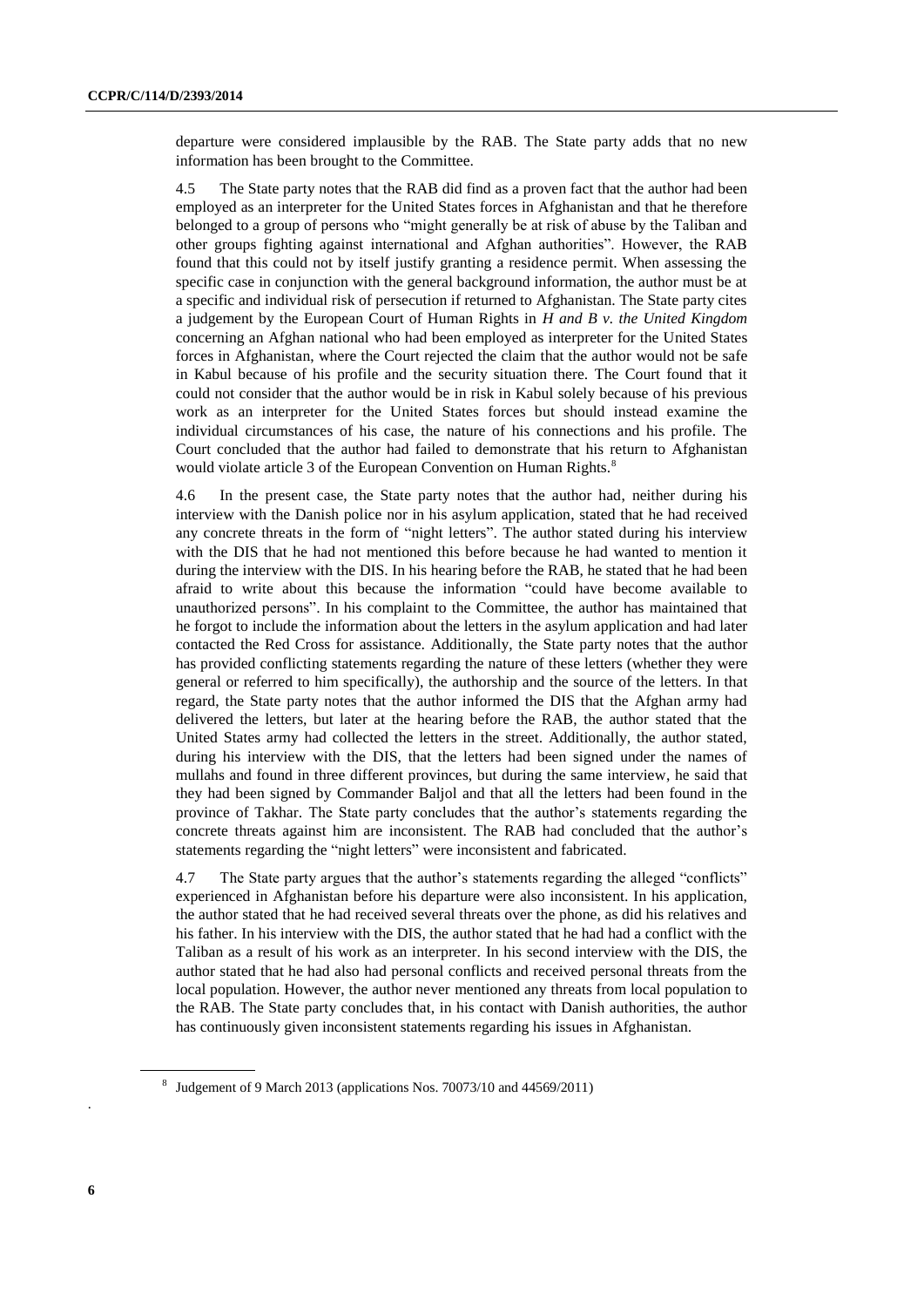departure were considered implausible by the RAB. The State party adds that no new information has been brought to the Committee.

4.5 The State party notes that the RAB did find as a proven fact that the author had been employed as an interpreter for the United States forces in Afghanistan and that he therefore belonged to a group of persons who "might generally be at risk of abuse by the Taliban and other groups fighting against international and Afghan authorities". However, the RAB found that this could not by itself justify granting a residence permit. When assessing the specific case in conjunction with the general background information, the author must be at a specific and individual risk of persecution if returned to Afghanistan. The State party cites a judgement by the European Court of Human Rights in *H and B v. the United Kingdom* concerning an Afghan national who had been employed as interpreter for the United States forces in Afghanistan, where the Court rejected the claim that the author would not be safe in Kabul because of his profile and the security situation there. The Court found that it could not consider that the author would be in risk in Kabul solely because of his previous work as an interpreter for the United States forces but should instead examine the individual circumstances of his case, the nature of his connections and his profile. The Court concluded that the author had failed to demonstrate that his return to Afghanistan would violate article 3 of the European Convention on Human Rights.[8]

4.6 In the present case, the State party notes that the author had, neither during his interview with the Danish police nor in his asylum application, stated that he had received any concrete threats in the form of "night letters". The author stated during his interview with the DIS that he had not mentioned this before because he had wanted to mention it during the interview with the DIS. In his hearing before the RAB, he stated that he had been afraid to write about this because the information "could have become available to unauthorized persons". In his complaint to the Committee, the author has maintained that he forgot to include the information about the letters in the asylum application and had later contacted the Red Cross for assistance. Additionally, the State party notes that the author has provided conflicting statements regarding the nature of these letters (whether they were general or referred to him specifically), the authorship and the source of the letters. In that regard, the State party notes that the author informed the DIS that the Afghan army had delivered the letters, but later at the hearing before the RAB, the author stated that the United States army had collected the letters in the street. Additionally, the author stated, during his interview with the DIS, that the letters had been signed under the names of mullahs and found in three different provinces, but during the same interview, he said that they had been signed by Commander Baljol and that all the letters had been found in the province of Takhar. The State party concludes that the author's statements regarding the concrete threats against him are inconsistent. The RAB had concluded that the author's statements regarding the "night letters" were inconsistent and fabricated.

4.7 The State party argues that the author's statements regarding the alleged "conflicts" experienced in Afghanistan before his departure were also inconsistent. In his application, the author stated that he had received several threats over the phone, as did his relatives and his father. In his interview with the DIS, the author stated that he had had a conflict with the Taliban as a result of his work as an interpreter. In his second interview with the DIS, the author stated that he had also had personal conflicts and received personal threats from the local population. However, the author never mentioned any threats from local population to the RAB. The State party concludes that, in his contact with Danish authorities, the author has continuously given inconsistent statements regarding his issues in Afghanistan.

[8] Judgement of 9 March 2013 (applications Nos. 70073/10 and 44569/2011)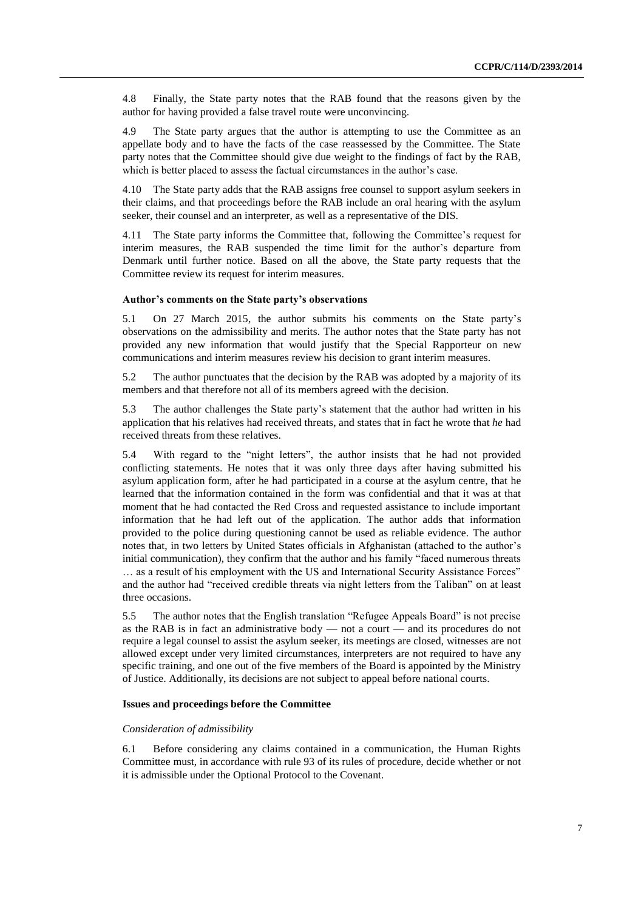4.8 Finally, the State party notes that the RAB found that the reasons given by the author for having provided a false travel route were unconvincing.

4.9 The State party argues that the author is attempting to use the Committee as an appellate body and to have the facts of the case reassessed by the Committee. The State party notes that the Committee should give due weight to the findings of fact by the RAB, which is better placed to assess the factual circumstances in the author's case.

4.10 The State party adds that the RAB assigns free counsel to support asylum seekers in their claims, and that proceedings before the RAB include an oral hearing with the asylum seeker, their counsel and an interpreter, as well as a representative of the DIS.

4.11 The State party informs the Committee that, following the Committee's request for interim measures, the RAB suspended the time limit for the author's departure from Denmark until further notice. Based on all the above, the State party requests that the Committee review its request for interim measures.

### Author's comments on the State party's observations

5.1 On 27 March 2015, the author submits his comments on the State party's observations on the admissibility and merits. The author notes that the State party has not provided any new information that would justify that the Special Rapporteur on new communications and interim measures review his decision to grant interim measures.

5.2 The author punctuates that the decision by the RAB was adopted by a majority of its members and that therefore not all of its members agreed with the decision.

5.3 The author challenges the State party's statement that the author had written in his application that his relatives had received threats, and states that in fact he wrote that *he* had received threats from these relatives.

5.4 With regard to the "night letters", the author insists that he had not provided conflicting statements. He notes that it was only three days after having submitted his asylum application form, after he had participated in a course at the asylum centre, that he learned that the information contained in the form was confidential and that it was at that moment that he had contacted the Red Cross and requested assistance to include important information that he had left out of the application. The author adds that information provided to the police during questioning cannot be used as reliable evidence. The author notes that, in two letters by United States officials in Afghanistan (attached to the author's initial communication), they confirm that the author and his family "faced numerous threats … as a result of his employment with the US and International Security Assistance Forces" and the author had "received credible threats via night letters from the Taliban" on at least three occasions.

5.5 The author notes that the English translation "Refugee Appeals Board" is not precise as the RAB is in fact an administrative body — not a court — and its procedures do not require a legal counsel to assist the asylum seeker, its meetings are closed, witnesses are not allowed except under very limited circumstances, interpreters are not required to have any specific training, and one out of the five members of the Board is appointed by the Ministry of Justice. Additionally, its decisions are not subject to appeal before national courts.

### Issues and proceedings before the Committee

#### *Consideration of admissibility*

6.1 Before considering any claims contained in a communication, the Human Rights Committee must, in accordance with rule 93 of its rules of procedure, decide whether or not it is admissible under the Optional Protocol to the Covenant.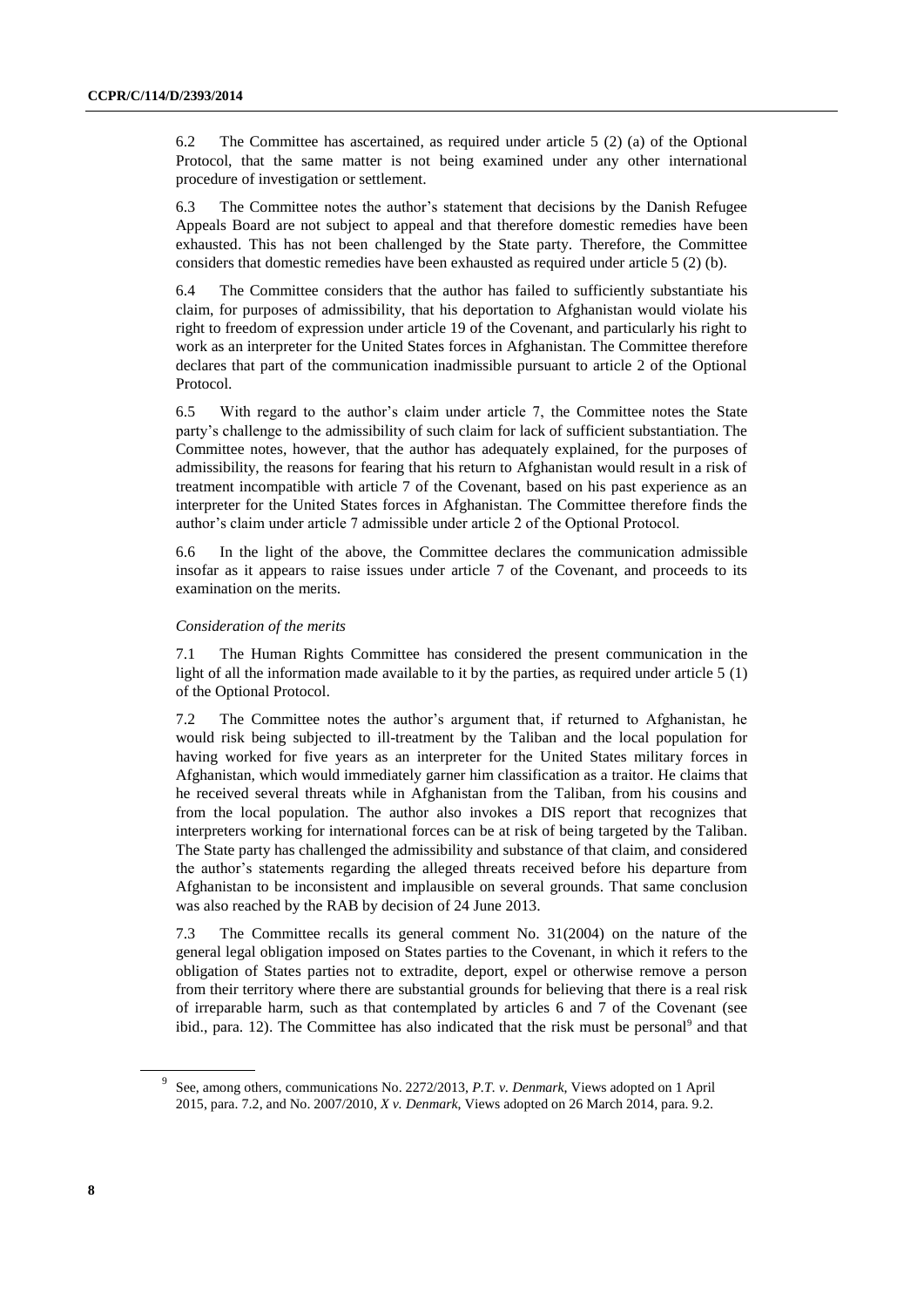6.2 The Committee has ascertained, as required under article 5 (2) (a) of the Optional Protocol, that the same matter is not being examined under any other international procedure of investigation or settlement.

6.3 The Committee notes the author's statement that decisions by the Danish Refugee Appeals Board are not subject to appeal and that therefore domestic remedies have been exhausted. This has not been challenged by the State party. Therefore, the Committee considers that domestic remedies have been exhausted as required under article 5 (2) (b).

6.4 The Committee considers that the author has failed to sufficiently substantiate his claim, for purposes of admissibility, that his deportation to Afghanistan would violate his right to freedom of expression under article 19 of the Covenant, and particularly his right to work as an interpreter for the United States forces in Afghanistan. The Committee therefore declares that part of the communication inadmissible pursuant to article 2 of the Optional Protocol.

6.5 With regard to the author's claim under article 7, the Committee notes the State party's challenge to the admissibility of such claim for lack of sufficient substantiation. The Committee notes, however, that the author has adequately explained, for the purposes of admissibility, the reasons for fearing that his return to Afghanistan would result in a risk of treatment incompatible with article 7 of the Covenant, based on his past experience as an interpreter for the United States forces in Afghanistan. The Committee therefore finds the author's claim under article 7 admissible under article 2 of the Optional Protocol.

6.6 In the light of the above, the Committee declares the communication admissible insofar as it appears to raise issues under article 7 of the Covenant, and proceeds to its examination on the merits.

*Consideration of the merits*

7.1 The Human Rights Committee has considered the present communication in the light of all the information made available to it by the parties, as required under article 5 (1) of the Optional Protocol.

7.2 The Committee notes the author's argument that, if returned to Afghanistan, he would risk being subjected to ill-treatment by the Taliban and the local population for having worked for five years as an interpreter for the United States military forces in Afghanistan, which would immediately garner him classification as a traitor. He claims that he received several threats while in Afghanistan from the Taliban, from his cousins and from the local population. The author also invokes a DIS report that recognizes that interpreters working for international forces can be at risk of being targeted by the Taliban. The State party has challenged the admissibility and substance of that claim, and considered the author's statements regarding the alleged threats received before his departure from Afghanistan to be inconsistent and implausible on several grounds. That same conclusion was also reached by the RAB by decision of 24 June 2013.

7.3 The Committee recalls its general comment No. 31(2004) on the nature of the general legal obligation imposed on States parties to the Covenant, in which it refers to the obligation of States parties not to extradite, deport, expel or otherwise remove a person from their territory where there are substantial grounds for believing that there is a real risk of irreparable harm, such as that contemplated by articles 6 and 7 of the Covenant (see ibid., para. 12). The Committee has also indicated that the risk must be personal[9] and that

[9] See, among others, communications No. 2272/2013, *P.T. v. Denmark*, Views adopted on 1 April 2015, para. 7.2, and No. 2007/2010, *X v. Denmark*, Views adopted on 26 March 2014, para. 9.2.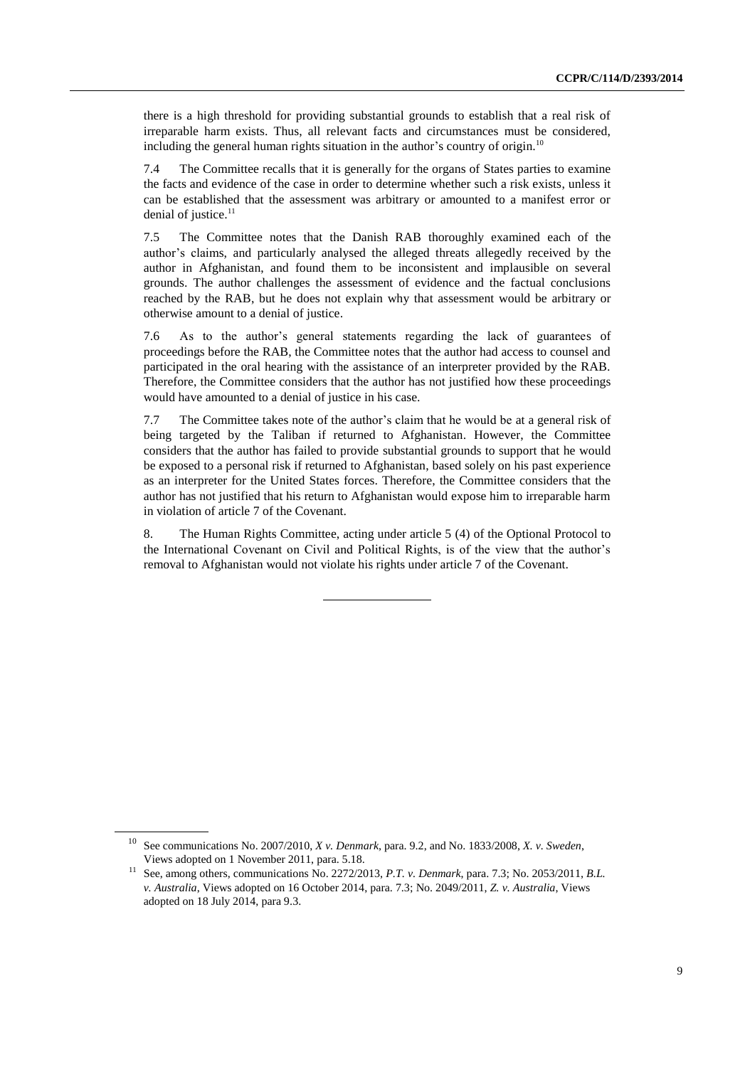there is a high threshold for providing substantial grounds to establish that a real risk of irreparable harm exists. Thus, all relevant facts and circumstances must be considered, including the general human rights situation in the author's country of origin.[10]

7.4 The Committee recalls that it is generally for the organs of States parties to examine the facts and evidence of the case in order to determine whether such a risk exists, unless it can be established that the assessment was arbitrary or amounted to a manifest error or denial of justice.[11]

7.5 The Committee notes that the Danish RAB thoroughly examined each of the author's claims, and particularly analysed the alleged threats allegedly received by the author in Afghanistan, and found them to be inconsistent and implausible on several grounds. The author challenges the assessment of evidence and the factual conclusions reached by the RAB, but he does not explain why that assessment would be arbitrary or otherwise amount to a denial of justice.

7.6 As to the author's general statements regarding the lack of guarantees of proceedings before the RAB, the Committee notes that the author had access to counsel and participated in the oral hearing with the assistance of an interpreter provided by the RAB. Therefore, the Committee considers that the author has not justified how these proceedings would have amounted to a denial of justice in his case.

7.7 The Committee takes note of the author's claim that he would be at a general risk of being targeted by the Taliban if returned to Afghanistan. However, the Committee considers that the author has failed to provide substantial grounds to support that he would be exposed to a personal risk if returned to Afghanistan, based solely on his past experience as an interpreter for the United States forces. Therefore, the Committee considers that the author has not justified that his return to Afghanistan would expose him to irreparable harm in violation of article 7 of the Covenant.

8. The Human Rights Committee, acting under article 5 (4) of the Optional Protocol to the International Covenant on Civil and Political Rights, is of the view that the author's removal to Afghanistan would not violate his rights under article 7 of the Covenant.

---

[10] See communications No. 2007/2010, *X v. Denmark*, para. 9.2, and No. 1833/2008, *X. v. Sweden*, Views adopted on 1 November 2011, para. 5.18.

[11] See, among others, communications No. 2272/2013, *P.T. v. Denmark*, para. 7.3; No. 2053/2011, *B.L. v. Australia*, Views adopted on 16 October 2014, para. 7.3; No. 2049/2011, *Z. v. Australia*, Views adopted on 18 July 2014, para 9.3.